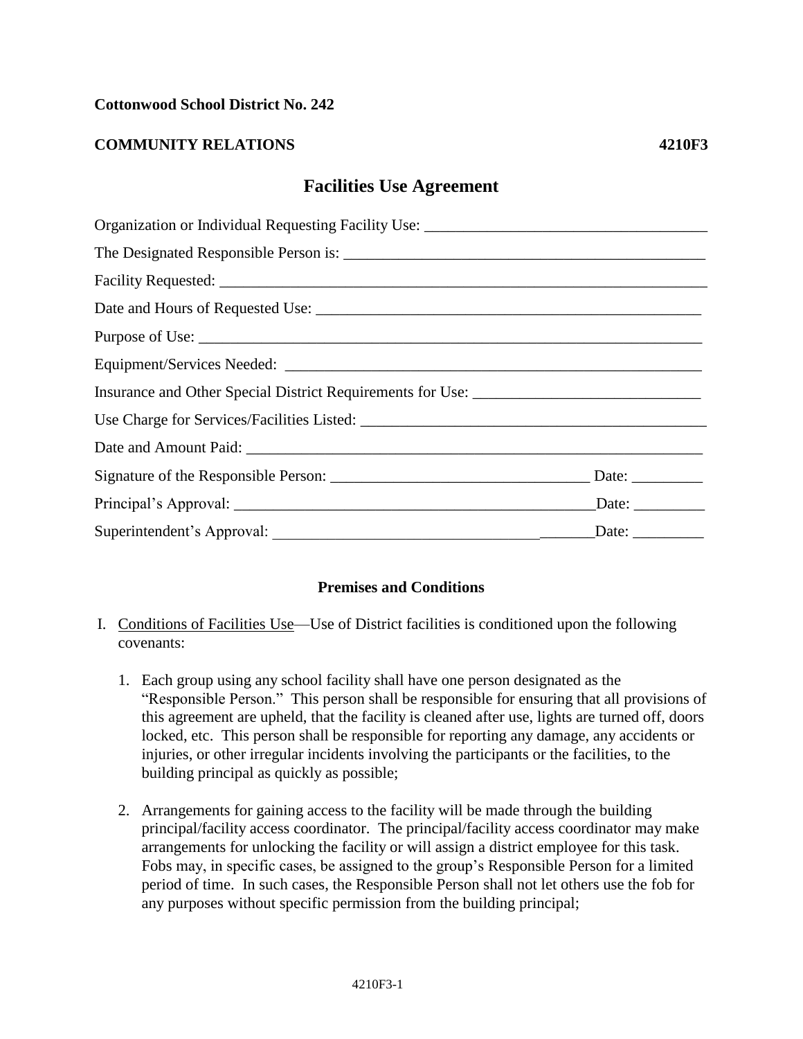**Cottonwood School District No. 242**

**COMMUNITY RELATIONS** **4210F3**

# Facilities Use Agreement

Organization or Individual Requesting Facility Use: ___________________________________

The Designated Responsible Person is: ______________________________________________

Facility Requested: _______________________________________________________________

Date and Hours of Requested Use: __________________________________________________

Purpose of Use: __________________________________________________________________

Equipment/Services Needed: _______________________________________________________

Insurance and Other Special District Requirements for Use: ____________________________

Use Charge for Services/Facilities Listed: ___________________________________________

Date and Amount Paid: ____________________________________________________________

Signature of the Responsible Person: ________________________________ Date: _________

Principal's Approval: _____________________________________________Date: _________

Superintendent's Approval: ________________________________________Date: _________

## Premises and Conditions

I. Conditions of Facilities Use—Use of District facilities is conditioned upon the following covenants:

1. Each group using any school facility shall have one person designated as the "Responsible Person." This person shall be responsible for ensuring that all provisions of this agreement are upheld, that the facility is cleaned after use, lights are turned off, doors locked, etc. This person shall be responsible for reporting any damage, any accidents or injuries, or other irregular incidents involving the participants or the facilities, to the building principal as quickly as possible;

2. Arrangements for gaining access to the facility will be made through the building principal/facility access coordinator. The principal/facility access coordinator may make arrangements for unlocking the facility or will assign a district employee for this task. Fobs may, in specific cases, be assigned to the group's Responsible Person for a limited period of time. In such cases, the Responsible Person shall not let others use the fob for any purposes without specific permission from the building principal;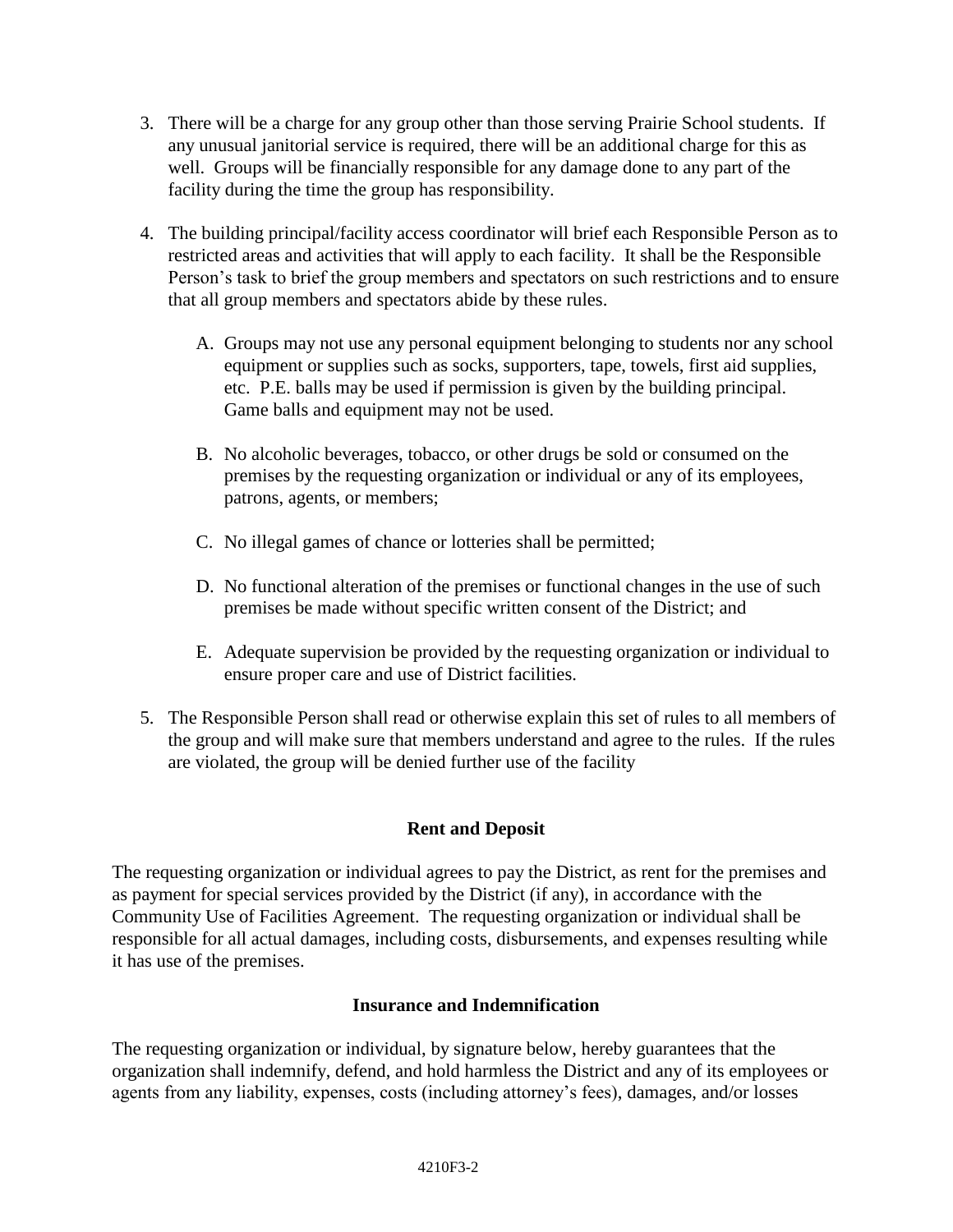3. There will be a charge for any group other than those serving Prairie School students. If any unusual janitorial service is required, there will be an additional charge for this as well. Groups will be financially responsible for any damage done to any part of the facility during the time the group has responsibility.

4. The building principal/facility access coordinator will brief each Responsible Person as to restricted areas and activities that will apply to each facility. It shall be the Responsible Person's task to brief the group members and spectators on such restrictions and to ensure that all group members and spectators abide by these rules.

   A. Groups may not use any personal equipment belonging to students nor any school equipment or supplies such as socks, supporters, tape, towels, first aid supplies, etc. P.E. balls may be used if permission is given by the building principal. Game balls and equipment may not be used.

   B. No alcoholic beverages, tobacco, or other drugs be sold or consumed on the premises by the requesting organization or individual or any of its employees, patrons, agents, or members;

   C. No illegal games of chance or lotteries shall be permitted;

   D. No functional alteration of the premises or functional changes in the use of such premises be made without specific written consent of the District; and

   E. Adequate supervision be provided by the requesting organization or individual to ensure proper care and use of District facilities.

5. The Responsible Person shall read or otherwise explain this set of rules to all members of the group and will make sure that members understand and agree to the rules. If the rules are violated, the group will be denied further use of the facility

### Rent and Deposit

The requesting organization or individual agrees to pay the District, as rent for the premises and as payment for special services provided by the District (if any), in accordance with the Community Use of Facilities Agreement. The requesting organization or individual shall be responsible for all actual damages, including costs, disbursements, and expenses resulting while it has use of the premises.

### Insurance and Indemnification

The requesting organization or individual, by signature below, hereby guarantees that the organization shall indemnify, defend, and hold harmless the District and any of its employees or agents from any liability, expenses, costs (including attorney's fees), damages, and/or losses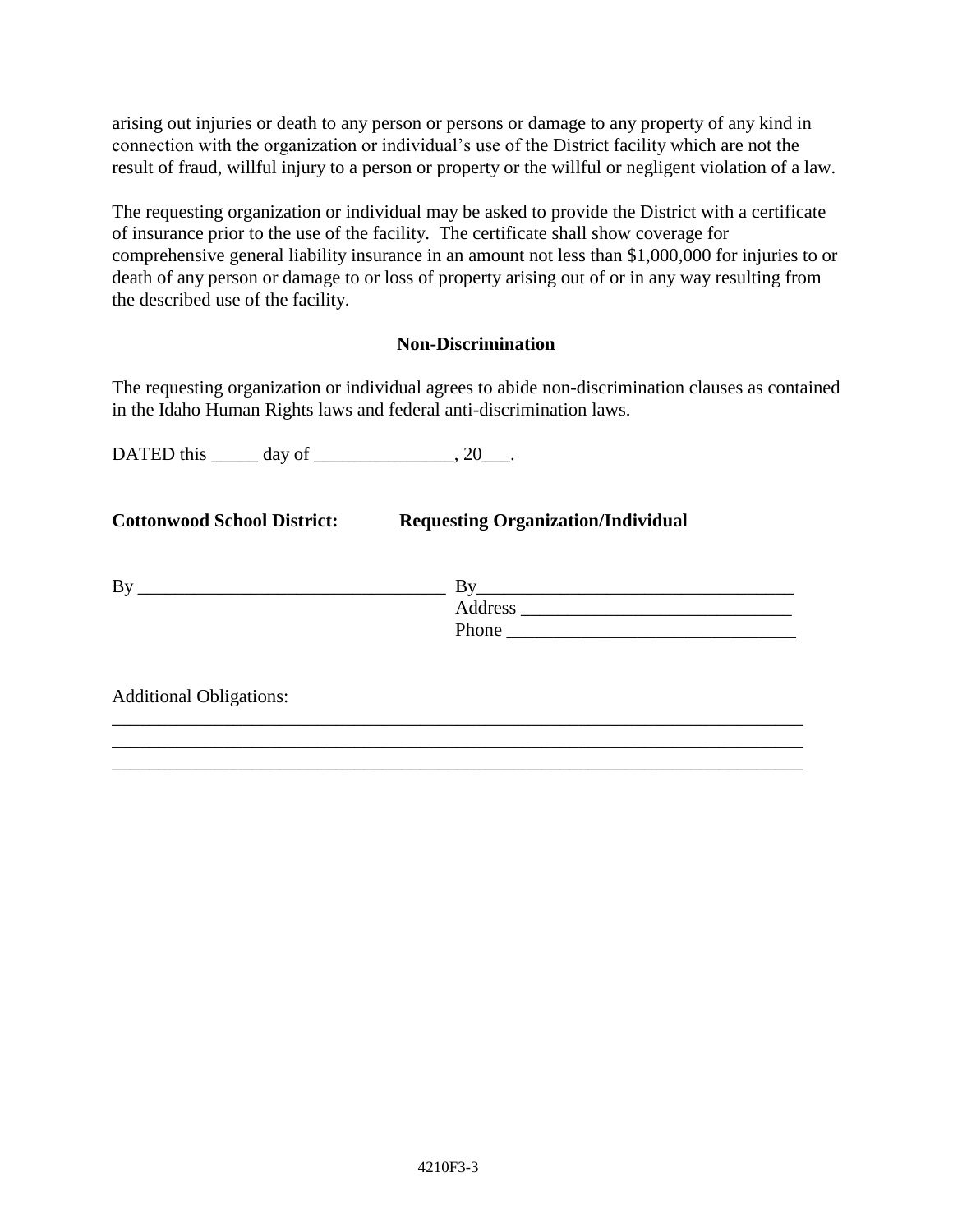arising out injuries or death to any person or persons or damage to any property of any kind in connection with the organization or individual's use of the District facility which are not the result of fraud, willful injury to a person or property or the willful or negligent violation of a law.

The requesting organization or individual may be asked to provide the District with a certificate of insurance prior to the use of the facility. The certificate shall show coverage for comprehensive general liability insurance in an amount not less than $1,000,000 for injuries to or death of any person or damage to or loss of property arising out of or in any way resulting from the described use of the facility.

**Non-Discrimination**

The requesting organization or individual agrees to abide non-discrimination clauses as contained in the Idaho Human Rights laws and federal anti-discrimination laws.

DATED this _____ day of _______________, 20___.

**Cottonwood School District:** **Requesting Organization/Individual**

By _________________________________ By__________________________________

Address _____________________________

Phone _______________________________

Additional Obligations:

_____________________________________________________________________________

_____________________________________________________________________________

_____________________________________________________________________________